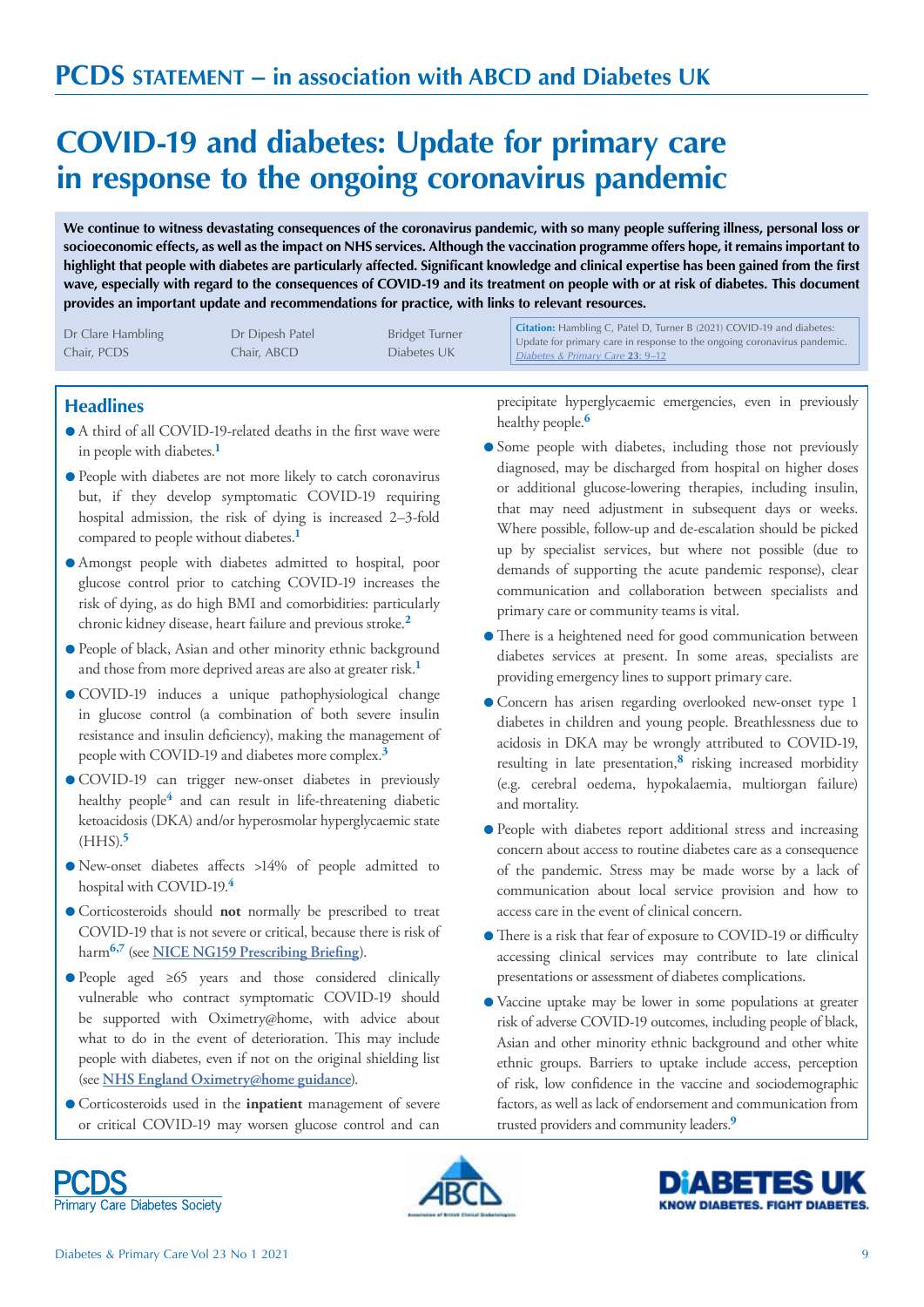PCDS STATEMENT – in association with ABCD and Diabetes UK

# COVID-19 and diabetes: Update for primary care in response to the ongoing coronavirus pandemic

**We continue to witness devastating consequences of the coronavirus pandemic, with so many people suffering illness, personal loss or socioeconomic effects, as well as the impact on NHS services. Although the vaccination programme offers hope, it remains important to highlight that people with diabetes are particularly affected. Significant knowledge and clinical expertise has been gained from the first wave, especially with regard to the consequences of COVID-19 and its treatment on people with or at risk of diabetes. This document provides an important update and recommendations for practice, with links to relevant resources.**

Dr Clare Hambling
Chair, PCDS

Dr Dipesh Patel
Chair, ABCD

Bridget Turner
Diabetes UK

**Citation:** Hambling C, Patel D, Turner B (2021) COVID-19 and diabetes: Update for primary care in response to the ongoing coronavirus pandemic. *Diabetes & Primary Care* **23**: 9–12

## Headlines

- A third of all COVID-19-related deaths in the first wave were in people with diabetes.[1]
- People with diabetes are not more likely to catch coronavirus but, if they develop symptomatic COVID-19 requiring hospital admission, the risk of dying is increased 2–3-fold compared to people without diabetes.[1]
- Amongst people with diabetes admitted to hospital, poor glucose control prior to catching COVID-19 increases the risk of dying, as do high BMI and comorbidities: particularly chronic kidney disease, heart failure and previous stroke.[2]
- People of black, Asian and other minority ethnic background and those from more deprived areas are also at greater risk.[1]
- COVID-19 induces a unique pathophysiological change in glucose control (a combination of both severe insulin resistance and insulin deficiency), making the management of people with COVID-19 and diabetes more complex.[3]
- COVID-19 can trigger new-onset diabetes in previously healthy people[4] and can result in life-threatening diabetic ketoacidosis (DKA) and/or hyperosmolar hyperglycaemic state (HHS).[5]
- New-onset diabetes affects >14% of people admitted to hospital with COVID-19.[4]
- Corticosteroids should **not** normally be prescribed to treat COVID-19 that is not severe or critical, because there is risk of harm[6,7] (see **NICE NG159 Prescribing Briefing**).
- People aged ≥65 years and those considered clinically vulnerable who contract symptomatic COVID-19 should be supported with Oximetry@home, with advice about what to do in the event of deterioration. This may include people with diabetes, even if not on the original shielding list (see **NHS England Oximetry@home guidance**).
- Corticosteroids used in the **inpatient** management of severe or critical COVID-19 may worsen glucose control and can precipitate hyperglycaemic emergencies, even in previously healthy people.[6]
- Some people with diabetes, including those not previously diagnosed, may be discharged from hospital on higher doses or additional glucose-lowering therapies, including insulin, that may need adjustment in subsequent days or weeks. Where possible, follow-up and de-escalation should be picked up by specialist services, but where not possible (due to demands of supporting the acute pandemic response), clear communication and collaboration between specialists and primary care or community teams is vital.
- There is a heightened need for good communication between diabetes services at present. In some areas, specialists are providing emergency lines to support primary care.
- Concern has arisen regarding overlooked new-onset type 1 diabetes in children and young people. Breathlessness due to acidosis in DKA may be wrongly attributed to COVID-19, resulting in late presentation,[8] risking increased morbidity (e.g. cerebral oedema, hypokalaemia, multiorgan failure) and mortality.
- People with diabetes report additional stress and increasing concern about access to routine diabetes care as a consequence of the pandemic. Stress may be made worse by a lack of communication about local service provision and how to access care in the event of clinical concern.
- There is a risk that fear of exposure to COVID-19 or difficulty accessing clinical services may contribute to late clinical presentations or assessment of diabetes complications.
- Vaccine uptake may be lower in some populations at greater risk of adverse COVID-19 outcomes, including people of black, Asian and other minority ethnic background and other white ethnic groups. Barriers to uptake include access, perception of risk, low confidence in the vaccine and sociodemographic factors, as well as lack of endorsement and communication from trusted providers and community leaders.[9]

PCDS Primary Care Diabetes Society — ABCD — DIABETES UK KNOW DIABETES. FIGHT DIABETES.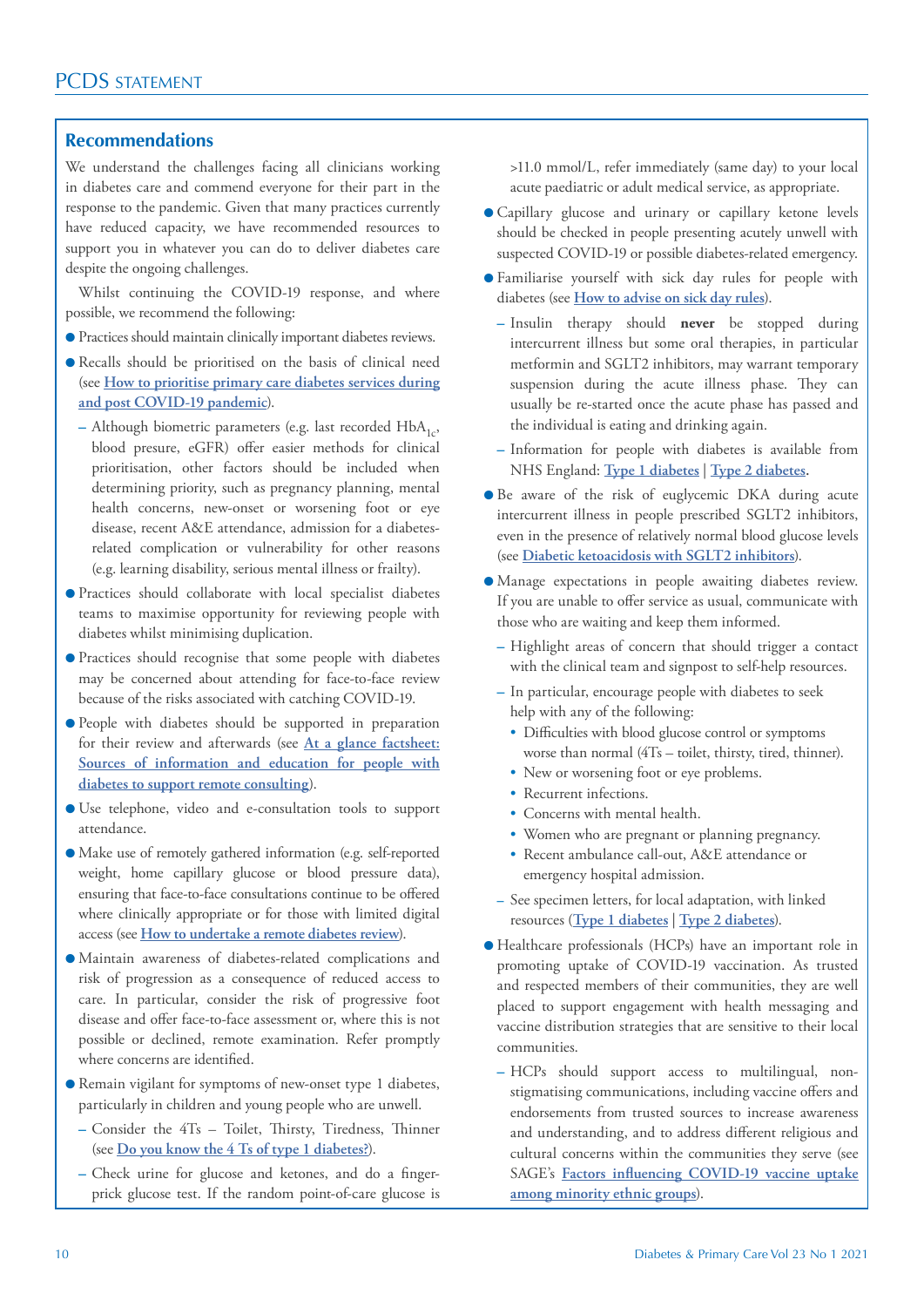## Recommendations

We understand the challenges facing all clinicians working in diabetes care and commend everyone for their part in the response to the pandemic. Given that many practices currently have reduced capacity, we have recommended resources to support you in whatever you can do to deliver diabetes care despite the ongoing challenges.

Whilst continuing the COVID-19 response, and where possible, we recommend the following:

- Practices should maintain clinically important diabetes reviews.
- Recalls should be prioritised on the basis of clinical need (see **How to prioritise primary care diabetes services during and post COVID-19 pandemic**).
  - Although biometric parameters (e.g. last recorded $HbA_{1c}$, blood presure, eGFR) offer easier methods for clinical prioritisation, other factors should be included when determining priority, such as pregnancy planning, mental health concerns, new-onset or worsening foot or eye disease, recent A&E attendance, admission for a diabetes-related complication or vulnerability for other reasons (e.g. learning disability, serious mental illness or frailty).
- Practices should collaborate with local specialist diabetes teams to maximise opportunity for reviewing people with diabetes whilst minimising duplication.
- Practices should recognise that some people with diabetes may be concerned about attending for face-to-face review because of the risks associated with catching COVID-19.
- People with diabetes should be supported in preparation for their review and afterwards (see **At a glance factsheet: Sources of information and education for people with diabetes to support remote consulting**).
- Use telephone, video and e-consultation tools to support attendance.
- Make use of remotely gathered information (e.g. self-reported weight, home capillary glucose or blood pressure data), ensuring that face-to-face consultations continue to be offered where clinically appropriate or for those with limited digital access (see **How to undertake a remote diabetes review**).
- Maintain awareness of diabetes-related complications and risk of progression as a consequence of reduced access to care. In particular, consider the risk of progressive foot disease and offer face-to-face assessment or, where this is not possible or declined, remote examination. Refer promptly where concerns are identified.
- Remain vigilant for symptoms of new-onset type 1 diabetes, particularly in children and young people who are unwell.
  - Consider the 4Ts – Toilet, Thirsty, Tiredness, Thinner (see **Do you know the 4 Ts of type 1 diabetes?**).
  - Check urine for glucose and ketones, and do a finger-prick glucose test. If the random point-of-care glucose is >11.0 mmol/L, refer immediately (same day) to your local acute paediatric or adult medical service, as appropriate.
- Capillary glucose and urinary or capillary ketone levels should be checked in people presenting acutely unwell with suspected COVID-19 or possible diabetes-related emergency.
- Familiarise yourself with sick day rules for people with diabetes (see **How to advise on sick day rules**).
  - Insulin therapy should **never** be stopped during intercurrent illness but some oral therapies, in particular metformin and SGLT2 inhibitors, may warrant temporary suspension during the acute illness phase. They can usually be re-started once the acute phase has passed and the individual is eating and drinking again.
  - Information for people with diabetes is available from NHS England: **Type 1 diabetes** | **Type 2 diabetes**.
- Be aware of the risk of euglycemic DKA during acute intercurrent illness in people prescribed SGLT2 inhibitors, even in the presence of relatively normal blood glucose levels (see **Diabetic ketoacidosis with SGLT2 inhibitors**).
- Manage expectations in people awaiting diabetes review. If you are unable to offer service as usual, communicate with those who are waiting and keep them informed.
  - Highlight areas of concern that should trigger a contact with the clinical team and signpost to self-help resources.
  - In particular, encourage people with diabetes to seek help with any of the following:
    - Difficulties with blood glucose control or symptoms worse than normal (4Ts – toilet, thirsty, tired, thinner).
    - New or worsening foot or eye problems.
    - Recurrent infections.
    - Concerns with mental health.
    - Women who are pregnant or planning pregnancy.
    - Recent ambulance call-out, A&E attendance or emergency hospital admission.
  - See specimen letters, for local adaptation, with linked resources (**Type 1 diabetes** | **Type 2 diabetes**).
- Healthcare professionals (HCPs) have an important role in promoting uptake of COVID-19 vaccination. As trusted and respected members of their communities, they are well placed to support engagement with health messaging and vaccine distribution strategies that are sensitive to their local communities.
  - HCPs should support access to multilingual, non-stigmatising communications, including vaccine offers and endorsements from trusted sources to increase awareness and understanding, and to address different religious and cultural concerns within the communities they serve (see SAGE's **Factors influencing COVID-19 vaccine uptake among minority ethnic groups**).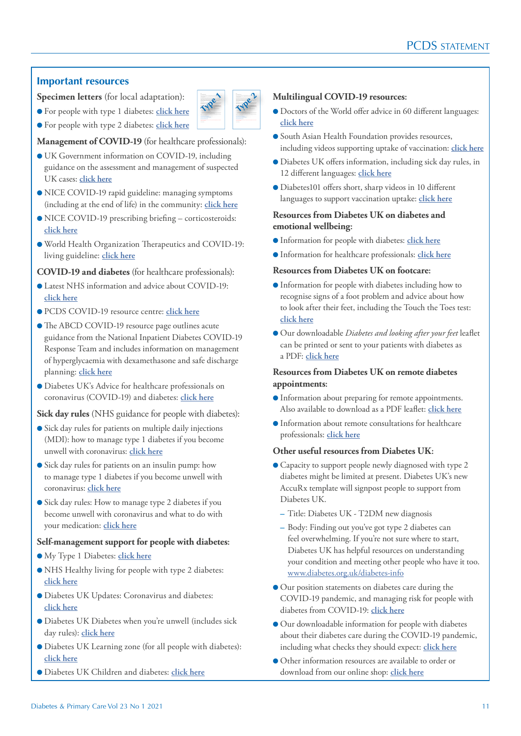## Important resources

**Specimen letters** (for local adaptation):

- For people with type 1 diabetes: click here
- For people with type 2 diabetes: click here

**Management of COVID-19** (for healthcare professionals):

- UK Government information on COVID-19, including guidance on the assessment and management of suspected UK cases: click here
- NICE COVID-19 rapid guideline: managing symptoms (including at the end of life) in the community: click here
- NICE COVID-19 prescribing briefing – corticosteroids: click here
- World Health Organization Therapeutics and COVID-19: living guideline: click here

**COVID-19 and diabetes** (for healthcare professionals):

- Latest NHS information and advice about COVID-19: click here
- PCDS COVID-19 resource centre: click here
- The ABCD COVID-19 resource page outlines acute guidance from the National Inpatient Diabetes COVID-19 Response Team and includes information on management of hyperglycaemia with dexamethasone and safe discharge planning: click here
- Diabetes UK's Advice for healthcare professionals on coronavirus (COVID-19) and diabetes: click here

**Sick day rules** (NHS guidance for people with diabetes):

- Sick day rules for patients on multiple daily injections (MDI): how to manage type 1 diabetes if you become unwell with coronavirus: click here
- Sick day rules for patients on an insulin pump: how to manage type 1 diabetes if you become unwell with coronavirus: click here
- Sick day rules: How to manage type 2 diabetes if you become unwell with coronavirus and what to do with your medication: click here

**Self-management support for people with diabetes:**

- My Type 1 Diabetes: click here
- NHS Healthy living for people with type 2 diabetes: click here
- Diabetes UK Updates: Coronavirus and diabetes: click here
- Diabetes UK Diabetes when you're unwell (includes sick day rules): click here
- Diabetes UK Learning zone (for all people with diabetes): click here
- Diabetes UK Children and diabetes: click here

**Multilingual COVID-19 resources:**

- Doctors of the World offer advice in 60 different languages: click here
- South Asian Health Foundation provides resources, including videos supporting uptake of vaccination: click here
- Diabetes UK offers information, including sick day rules, in 12 different languages: click here
- Diabetes101 offers short, sharp videos in 10 different languages to support vaccination uptake: click here

**Resources from Diabetes UK on diabetes and emotional wellbeing:**

- Information for people with diabetes: click here
- Information for healthcare professionals: click here

**Resources from Diabetes UK on footcare:**

- Information for people with diabetes including how to recognise signs of a foot problem and advice about how to look after their feet, including the Touch the Toes test: click here
- Our downloadable *Diabetes and looking after your feet* leaflet can be printed or sent to your patients with diabetes as a PDF: click here

**Resources from Diabetes UK on remote diabetes appointments:**

- Information about preparing for remote appointments. Also available to download as a PDF leaflet: click here
- Information about remote consultations for healthcare professionals: click here

**Other useful resources from Diabetes UK:**

- Capacity to support people newly diagnosed with type 2 diabetes might be limited at present. Diabetes UK's new AccuRx template will signpost people to support from Diabetes UK.
  - Title: Diabetes UK - T2DM new diagnosis
  - Body: Finding out you've got type 2 diabetes can feel overwhelming. If you're not sure where to start, Diabetes UK has helpful resources on understanding your condition and meeting other people who have it too. www.diabetes.org.uk/diabetes-info
- Our position statements on diabetes care during the COVID-19 pandemic, and managing risk for people with diabetes from COVID-19: click here
- Our downloadable information for people with diabetes about their diabetes care during the COVID-19 pandemic, including what checks they should expect: click here
- Other information resources are available to order or download from our online shop: click here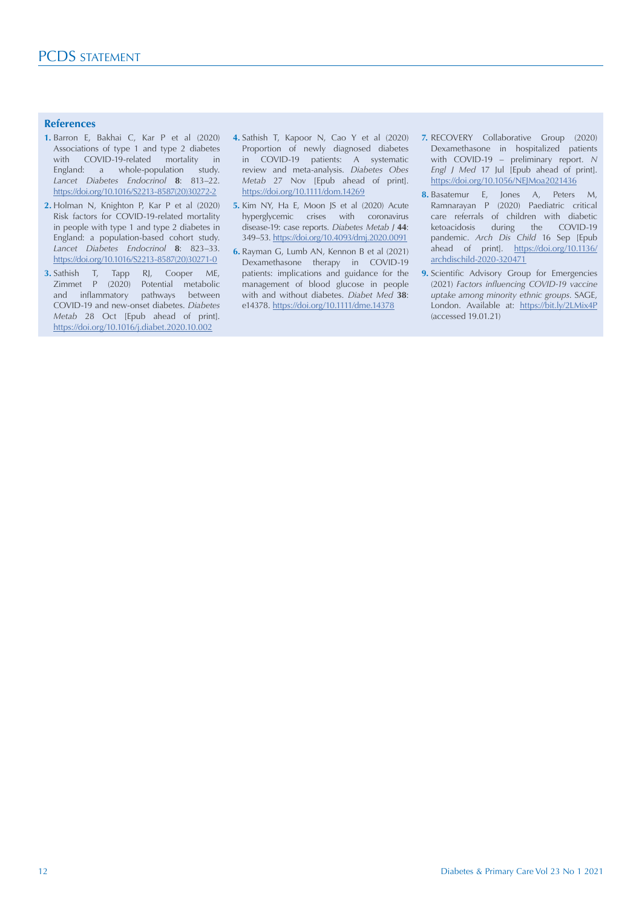## References

1. Barron E, Bakhai C, Kar P et al (2020) Associations of type 1 and type 2 diabetes with COVID-19-related mortality in England: a whole-population study. *Lancet Diabetes Endocrinol* **8**: 813–22. https://doi.org/10.1016/S2213-8587(20)30272-2
2. Holman N, Knighton P, Kar P et al (2020) Risk factors for COVID-19-related mortality in people with type 1 and type 2 diabetes in England: a population-based cohort study. *Lancet Diabetes Endocrinol* **8**: 823–33. https://doi.org/10.1016/S2213-8587(20)30271-0
3. Sathish T, Tapp RJ, Cooper ME, Zimmet P (2020) Potential metabolic and inflammatory pathways between COVID-19 and new-onset diabetes. *Diabetes Metab* 28 Oct [Epub ahead of print]. https://doi.org/10.1016/j.diabet.2020.10.002
4. Sathish T, Kapoor N, Cao Y et al (2020) Proportion of newly diagnosed diabetes in COVID-19 patients: A systematic review and meta-analysis. *Diabetes Obes Metab* 27 Nov [Epub ahead of print]. https://doi.org/10.1111/dom.14269
5. Kim NY, Ha E, Moon JS et al (2020) Acute hyperglycemic crises with coronavirus disease-19: case reports. *Diabetes Metab J* **44**: 349–53. https://doi.org/10.4093/dmj.2020.0091
6. Rayman G, Lumb AN, Kennon B et al (2021) Dexamethasone therapy in COVID-19 patients: implications and guidance for the management of blood glucose in people with and without diabetes. *Diabet Med* **38**: e14378. https://doi.org/10.1111/dme.14378
7. RECOVERY Collaborative Group (2020) Dexamethasone in hospitalized patients with COVID-19 – preliminary report. *N Engl J Med* 17 Jul [Epub ahead of print]. https://doi.org/10.1056/NEJMoa2021436
8. Basatemur E, Jones A, Peters M, Ramnarayan P (2020) Paediatric critical care referrals of children with diabetic ketoacidosis during the COVID-19 pandemic. *Arch Dis Child* 16 Sep [Epub ahead of print]. https://doi.org/10.1136/archdischild-2020-320471
9. Scientific Advisory Group for Emergencies (2021) *Factors influencing COVID-19 vaccine uptake among minority ethnic groups*. SAGE, London. Available at: https://bit.ly/2LMix4P (accessed 19.01.21)